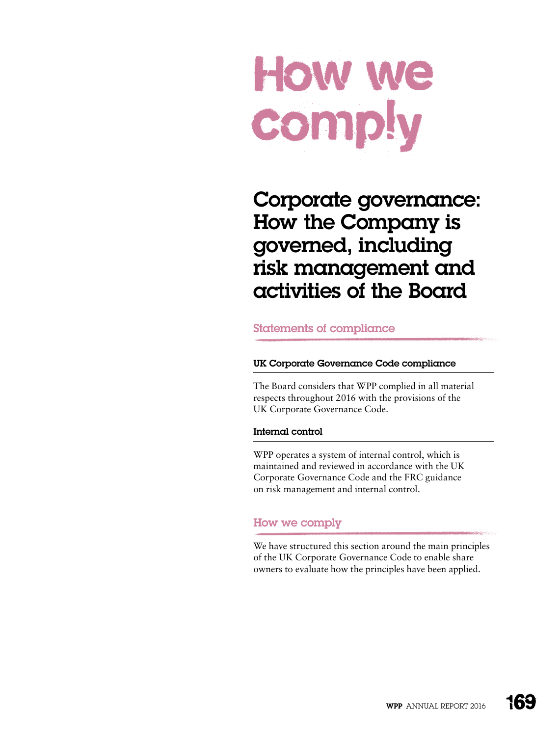# How we comply

## Corporate governance: How the Company is governed, including risk management and activities of the Board

### Statements of compliance

#### UK Corporate Governance Code compliance

The Board considers that WPP complied in all material respects throughout 2016 with the provisions of the UK Corporate Governance Code.

#### Internal control

WPP operates a system of internal control, which is maintained and reviewed in accordance with the UK Corporate Governance Code and the FRC guidance on risk management and internal control.

### How we comply

We have structured this section around the main principles of the UK Corporate Governance Code to enable share owners to evaluate how the principles have been applied.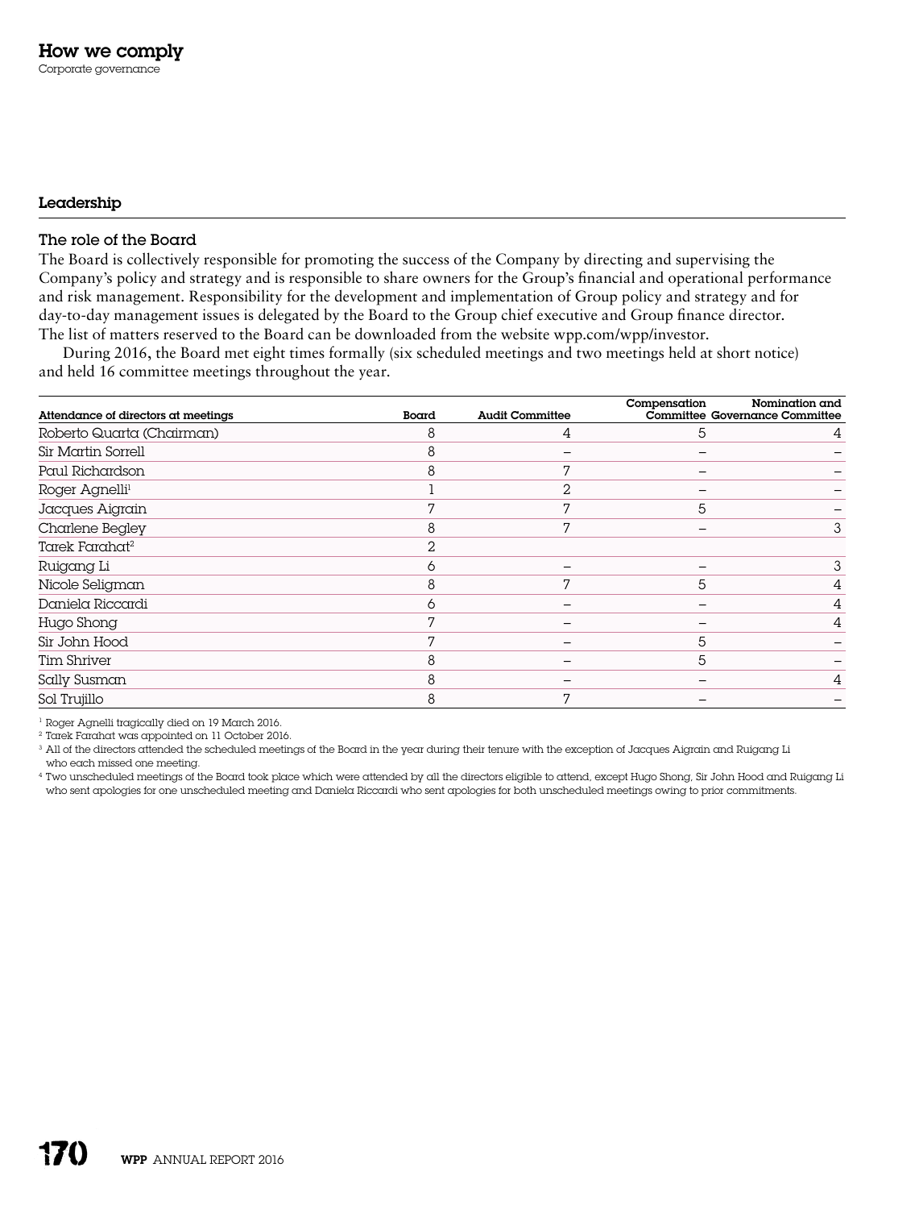# How we comply

Corporate governance

## Leadership

### The role of the Board

The Board is collectively responsible for promoting the success of the Company by directing and supervising the Company's policy and strategy and is responsible to share owners for the Group's financial and operational performance and risk management. Responsibility for the development and implementation of Group policy and strategy and for day-to-day management issues is delegated by the Board to the Group chief executive and Group finance director. The list of matters reserved to the Board can be downloaded from the website wpp.com/wpp/investor.

During 2016, the Board met eight times formally (six scheduled meetings and two meetings held at short notice) and held 16 committee meetings throughout the year.

| Attendance of directors at meetings | Board | Audit Committee | Compensation Committee | Nomination and Governance Committee |
|---|---|---|---|---|
| Roberto Quarta (Chairman) | 8 | 4 | 5 | 4 |
| Sir Martin Sorrell | 8 | – | – | – |
| Paul Richardson | 8 | 7 | – | – |
| Roger Agnelli[1] | 1 | 2 | – | – |
| Jacques Aigrain | 7 | 7 | 5 | – |
| Charlene Begley | 8 | 7 | – | 3 |
| Tarek Farahat[2] | 2 | | | |
| Ruigang Li | 6 | – | – | 3 |
| Nicole Seligman | 8 | 7 | 5 | 4 |
| Daniela Riccardi | 6 | – | – | 4 |
| Hugo Shong | 7 | – | – | 4 |
| Sir John Hood | 7 | – | 5 | – |
| Tim Shriver | 8 | – | 5 | – |
| Sally Susman | 8 | – | – | 4 |
| Sol Trujillo | 8 | 7 | – | – |

[1] Roger Agnelli tragically died on 19 March 2016.

[2] Tarek Farahat was appointed on 11 October 2016.

[3] All of the directors attended the scheduled meetings of the Board in the year during their tenure with the exception of Jacques Aigrain and Ruigang Li who each missed one meeting.

[4] Two unscheduled meetings of the Board took place which were attended by all the directors eligible to attend, except Hugo Shong, Sir John Hood and Ruigang Li who sent apologies for one unscheduled meeting and Daniela Riccardi who sent apologies for both unscheduled meetings owing to prior commitments.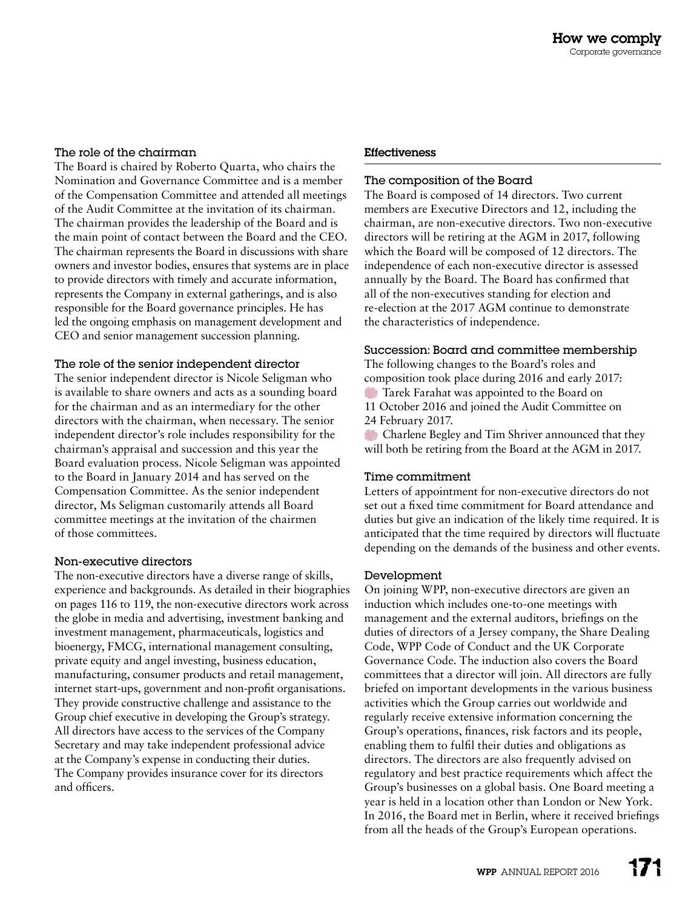### The role of the chairman

The Board is chaired by Roberto Quarta, who chairs the Nomination and Governance Committee and is a member of the Compensation Committee and attended all meetings of the Audit Committee at the invitation of its chairman. The chairman provides the leadership of the Board and is the main point of contact between the Board and the CEO. The chairman represents the Board in discussions with share owners and investor bodies, ensures that systems are in place to provide directors with timely and accurate information, represents the Company in external gatherings, and is also responsible for the Board governance principles. He has led the ongoing emphasis on management development and CEO and senior management succession planning.

### The role of the senior independent director

The senior independent director is Nicole Seligman who is available to share owners and acts as a sounding board for the chairman and as an intermediary for the other directors with the chairman, when necessary. The senior independent director's role includes responsibility for the chairman's appraisal and succession and this year the Board evaluation process. Nicole Seligman was appointed to the Board in January 2014 and has served on the Compensation Committee. As the senior independent director, Ms Seligman customarily attends all Board committee meetings at the invitation of the chairmen of those committees.

### Non-executive directors

The non-executive directors have a diverse range of skills, experience and backgrounds. As detailed in their biographies on pages 116 to 119, the non-executive directors work across the globe in media and advertising, investment banking and investment management, pharmaceuticals, logistics and bioenergy, FMCG, international management consulting, private equity and angel investing, business education, manufacturing, consumer products and retail management, internet start-ups, government and non-profit organisations. They provide constructive challenge and assistance to the Group chief executive in developing the Group's strategy. All directors have access to the services of the Company Secretary and may take independent professional advice at the Company's expense in conducting their duties. The Company provides insurance cover for its directors and officers.

## Effectiveness

### The composition of the Board

The Board is composed of 14 directors. Two current members are Executive Directors and 12, including the chairman, are non-executive directors. Two non-executive directors will be retiring at the AGM in 2017, following which the Board will be composed of 12 directors. The independence of each non-executive director is assessed annually by the Board. The Board has confirmed that all of the non-executives standing for election and re-election at the 2017 AGM continue to demonstrate the characteristics of independence.

### Succession: Board and committee membership

The following changes to the Board's roles and composition took place during 2016 and early 2017:

- Tarek Farahat was appointed to the Board on 11 October 2016 and joined the Audit Committee on 24 February 2017.
- Charlene Begley and Tim Shriver announced that they will both be retiring from the Board at the AGM in 2017.

### Time commitment

Letters of appointment for non-executive directors do not set out a fixed time commitment for Board attendance and duties but give an indication of the likely time required. It is anticipated that the time required by directors will fluctuate depending on the demands of the business and other events.

### Development

On joining WPP, non-executive directors are given an induction which includes one-to-one meetings with management and the external auditors, briefings on the duties of directors of a Jersey company, the Share Dealing Code, WPP Code of Conduct and the UK Corporate Governance Code. The induction also covers the Board committees that a director will join. All directors are fully briefed on important developments in the various business activities which the Group carries out worldwide and regularly receive extensive information concerning the Group's operations, finances, risk factors and its people, enabling them to fulfil their duties and obligations as directors. The directors are also frequently advised on regulatory and best practice requirements which affect the Group's businesses on a global basis. One Board meeting a year is held in a location other than London or New York. In 2016, the Board met in Berlin, where it received briefings from all the heads of the Group's European operations.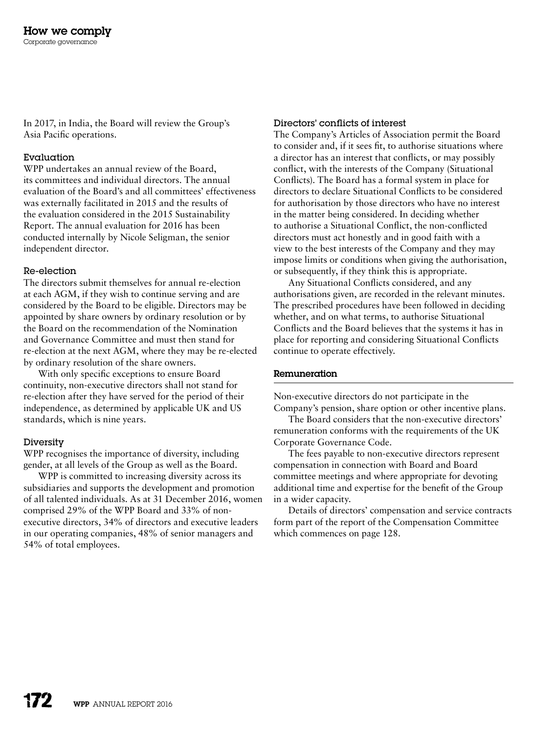In 2017, in India, the Board will review the Group's Asia Pacific operations.

### Evaluation

WPP undertakes an annual review of the Board, its committees and individual directors. The annual evaluation of the Board's and all committees' effectiveness was externally facilitated in 2015 and the results of the evaluation considered in the 2015 Sustainability Report. The annual evaluation for 2016 has been conducted internally by Nicole Seligman, the senior independent director.

### Re-election

The directors submit themselves for annual re-election at each AGM, if they wish to continue serving and are considered by the Board to be eligible. Directors may be appointed by share owners by ordinary resolution or by the Board on the recommendation of the Nomination and Governance Committee and must then stand for re-election at the next AGM, where they may be re-elected by ordinary resolution of the share owners.

With only specific exceptions to ensure Board continuity, non-executive directors shall not stand for re-election after they have served for the period of their independence, as determined by applicable UK and US standards, which is nine years.

### Diversity

WPP recognises the importance of diversity, including gender, at all levels of the Group as well as the Board.

WPP is committed to increasing diversity across its subsidiaries and supports the development and promotion of all talented individuals. As at 31 December 2016, women comprised 29% of the WPP Board and 33% of non-executive directors, 34% of directors and executive leaders in our operating companies, 48% of senior managers and 54% of total employees.

### Directors' conflicts of interest

The Company's Articles of Association permit the Board to consider and, if it sees fit, to authorise situations where a director has an interest that conflicts, or may possibly conflict, with the interests of the Company (Situational Conflicts). The Board has a formal system in place for directors to declare Situational Conflicts to be considered for authorisation by those directors who have no interest in the matter being considered. In deciding whether to authorise a Situational Conflict, the non-conflicted directors must act honestly and in good faith with a view to the best interests of the Company and they may impose limits or conditions when giving the authorisation, or subsequently, if they think this is appropriate.

Any Situational Conflicts considered, and any authorisations given, are recorded in the relevant minutes. The prescribed procedures have been followed in deciding whether, and on what terms, to authorise Situational Conflicts and the Board believes that the systems it has in place for reporting and considering Situational Conflicts continue to operate effectively.

## Remuneration

Non-executive directors do not participate in the Company's pension, share option or other incentive plans.

The Board considers that the non-executive directors' remuneration conforms with the requirements of the UK Corporate Governance Code.

The fees payable to non-executive directors represent compensation in connection with Board and Board committee meetings and where appropriate for devoting additional time and expertise for the benefit of the Group in a wider capacity.

Details of directors' compensation and service contracts form part of the report of the Compensation Committee which commences on page 128.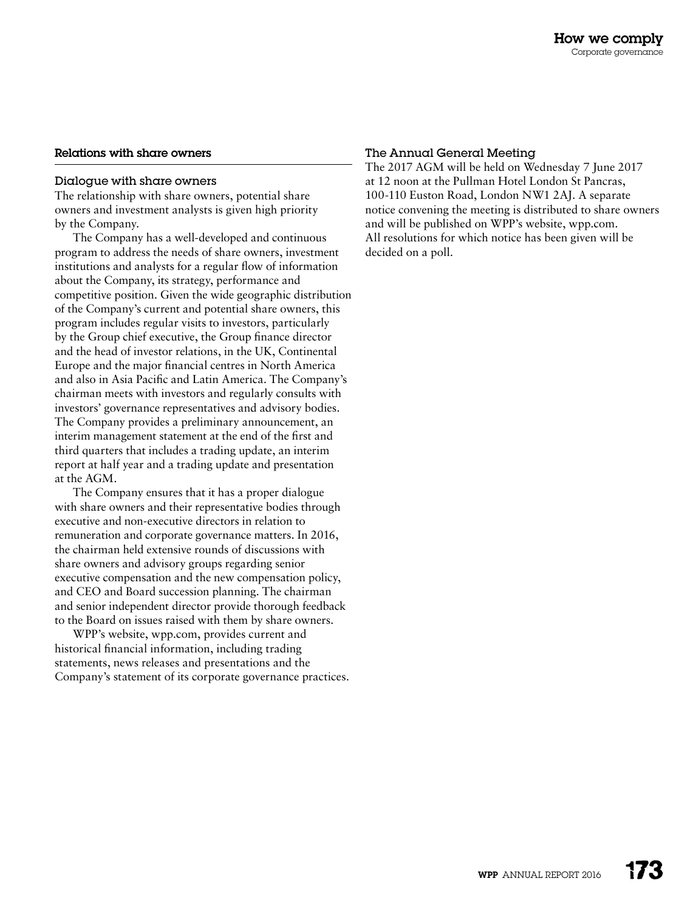## Relations with share owners

### Dialogue with share owners

The relationship with share owners, potential share owners and investment analysts is given high priority by the Company.

The Company has a well-developed and continuous program to address the needs of share owners, investment institutions and analysts for a regular flow of information about the Company, its strategy, performance and competitive position. Given the wide geographic distribution of the Company's current and potential share owners, this program includes regular visits to investors, particularly by the Group chief executive, the Group finance director and the head of investor relations, in the UK, Continental Europe and the major financial centres in North America and also in Asia Pacific and Latin America. The Company's chairman meets with investors and regularly consults with investors' governance representatives and advisory bodies. The Company provides a preliminary announcement, an interim management statement at the end of the first and third quarters that includes a trading update, an interim report at half year and a trading update and presentation at the AGM.

The Company ensures that it has a proper dialogue with share owners and their representative bodies through executive and non-executive directors in relation to remuneration and corporate governance matters. In 2016, the chairman held extensive rounds of discussions with share owners and advisory groups regarding senior executive compensation and the new compensation policy, and CEO and Board succession planning. The chairman and senior independent director provide thorough feedback to the Board on issues raised with them by share owners.

WPP's website, wpp.com, provides current and historical financial information, including trading statements, news releases and presentations and the Company's statement of its corporate governance practices.

### The Annual General Meeting

The 2017 AGM will be held on Wednesday 7 June 2017 at 12 noon at the Pullman Hotel London St Pancras, 100-110 Euston Road, London NW1 2AJ. A separate notice convening the meeting is distributed to share owners and will be published on WPP's website, wpp.com. All resolutions for which notice has been given will be decided on a poll.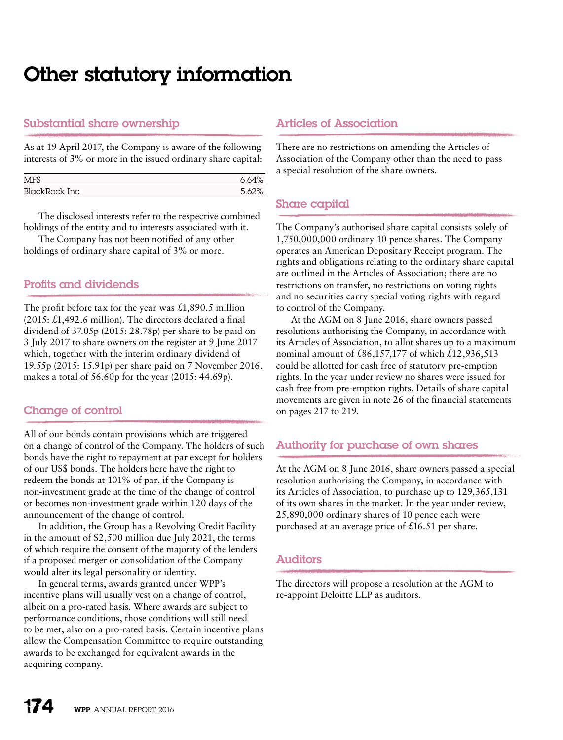# Other statutory information

## Substantial share ownership

As at 19 April 2017, the Company is aware of the following interests of 3% or more in the issued ordinary share capital:

| | |
|---|---|
| MFS | 6.64% |
| BlackRock Inc | 5.62% |

The disclosed interests refer to the respective combined holdings of the entity and to interests associated with it.

The Company has not been notified of any other holdings of ordinary share capital of 3% or more.

## Profits and dividends

The profit before tax for the year was £1,890.5 million (2015: £1,492.6 million). The directors declared a final dividend of 37.05p (2015: 28.78p) per share to be paid on 3 July 2017 to share owners on the register at 9 June 2017 which, together with the interim ordinary dividend of 19.55p (2015: 15.91p) per share paid on 7 November 2016, makes a total of 56.60p for the year (2015: 44.69p).

## Change of control

All of our bonds contain provisions which are triggered on a change of control of the Company. The holders of such bonds have the right to repayment at par except for holders of our US$ bonds. The holders here have the right to redeem the bonds at 101% of par, if the Company is non-investment grade at the time of the change of control or becomes non-investment grade within 120 days of the announcement of the change of control.

In addition, the Group has a Revolving Credit Facility in the amount of $2,500 million due July 2021, the terms of which require the consent of the majority of the lenders if a proposed merger or consolidation of the Company would alter its legal personality or identity.

In general terms, awards granted under WPP's incentive plans will usually vest on a change of control, albeit on a pro-rated basis. Where awards are subject to performance conditions, those conditions will still need to be met, also on a pro-rated basis. Certain incentive plans allow the Compensation Committee to require outstanding awards to be exchanged for equivalent awards in the acquiring company.

## Articles of Association

There are no restrictions on amending the Articles of Association of the Company other than the need to pass a special resolution of the share owners.

## Share capital

The Company's authorised share capital consists solely of 1,750,000,000 ordinary 10 pence shares. The Company operates an American Depositary Receipt program. The rights and obligations relating to the ordinary share capital are outlined in the Articles of Association; there are no restrictions on transfer, no restrictions on voting rights and no securities carry special voting rights with regard to control of the Company.

At the AGM on 8 June 2016, share owners passed resolutions authorising the Company, in accordance with its Articles of Association, to allot shares up to a maximum nominal amount of £86,157,177 of which £12,936,513 could be allotted for cash free of statutory pre-emption rights. In the year under review no shares were issued for cash free from pre-emption rights. Details of share capital movements are given in note 26 of the financial statements on pages 217 to 219.

## Authority for purchase of own shares

At the AGM on 8 June 2016, share owners passed a special resolution authorising the Company, in accordance with its Articles of Association, to purchase up to 129,365,131 of its own shares in the market. In the year under review, 25,890,000 ordinary shares of 10 pence each were purchased at an average price of £16.51 per share.

## Auditors

The directors will propose a resolution at the AGM to re-appoint Deloitte LLP as auditors.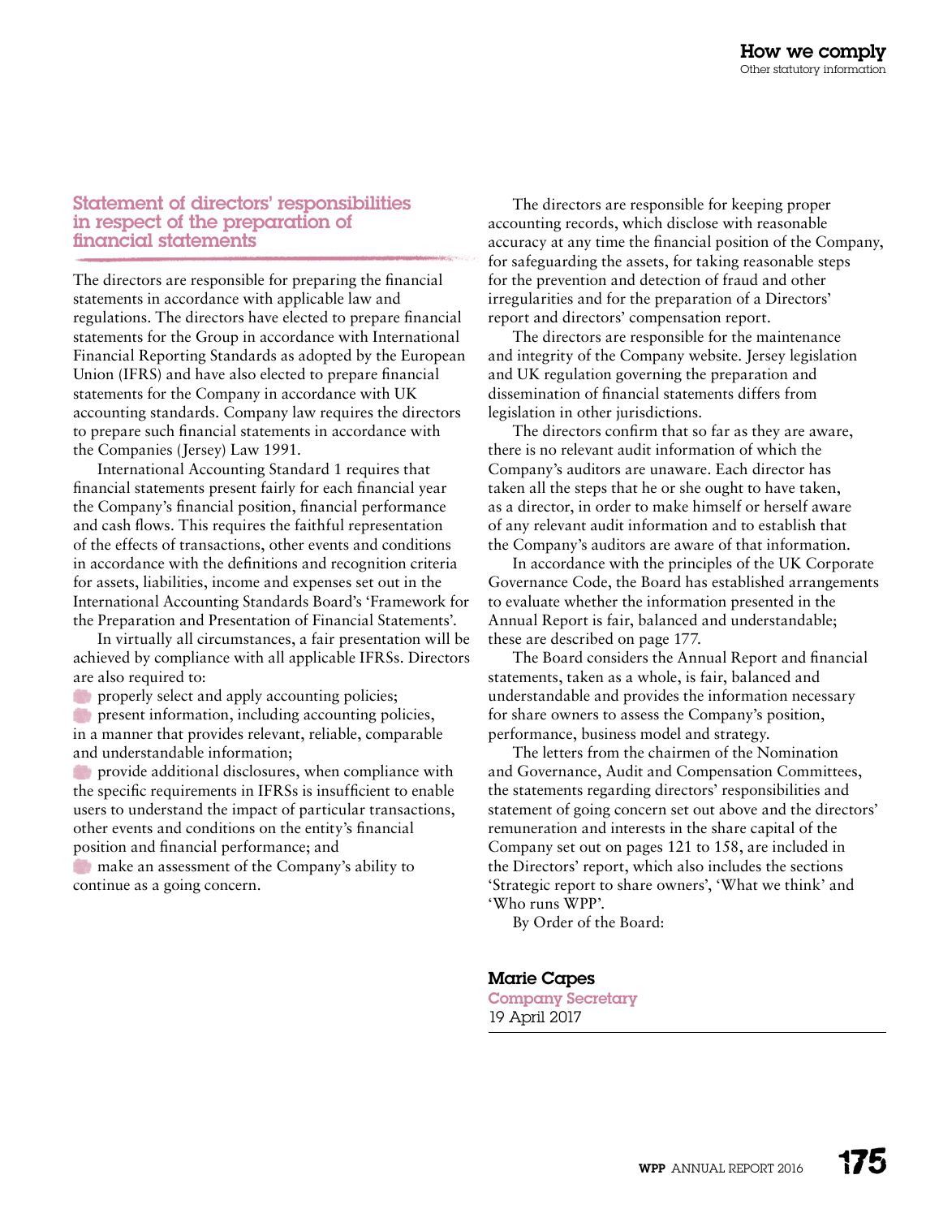## Statement of directors' responsibilities in respect of the preparation of financial statements

The directors are responsible for preparing the financial statements in accordance with applicable law and regulations. The directors have elected to prepare financial statements for the Group in accordance with International Financial Reporting Standards as adopted by the European Union (IFRS) and have also elected to prepare financial statements for the Company in accordance with UK accounting standards. Company law requires the directors to prepare such financial statements in accordance with the Companies (Jersey) Law 1991.

International Accounting Standard 1 requires that financial statements present fairly for each financial year the Company's financial position, financial performance and cash flows. This requires the faithful representation of the effects of transactions, other events and conditions in accordance with the definitions and recognition criteria for assets, liabilities, income and expenses set out in the International Accounting Standards Board's 'Framework for the Preparation and Presentation of Financial Statements'.

In virtually all circumstances, a fair presentation will be achieved by compliance with all applicable IFRSs. Directors are also required to:

- properly select and apply accounting policies;
- present information, including accounting policies, in a manner that provides relevant, reliable, comparable and understandable information;
- provide additional disclosures, when compliance with the specific requirements in IFRSs is insufficient to enable users to understand the impact of particular transactions, other events and conditions on the entity's financial position and financial performance; and
- make an assessment of the Company's ability to continue as a going concern.

The directors are responsible for keeping proper accounting records, which disclose with reasonable accuracy at any time the financial position of the Company, for safeguarding the assets, for taking reasonable steps for the prevention and detection of fraud and other irregularities and for the preparation of a Directors' report and directors' compensation report.

The directors are responsible for the maintenance and integrity of the Company website. Jersey legislation and UK regulation governing the preparation and dissemination of financial statements differs from legislation in other jurisdictions.

The directors confirm that so far as they are aware, there is no relevant audit information of which the Company's auditors are unaware. Each director has taken all the steps that he or she ought to have taken, as a director, in order to make himself or herself aware of any relevant audit information and to establish that the Company's auditors are aware of that information.

In accordance with the principles of the UK Corporate Governance Code, the Board has established arrangements to evaluate whether the information presented in the Annual Report is fair, balanced and understandable; these are described on page 177.

The Board considers the Annual Report and financial statements, taken as a whole, is fair, balanced and understandable and provides the information necessary for share owners to assess the Company's position, performance, business model and strategy.

The letters from the chairmen of the Nomination and Governance, Audit and Compensation Committees, the statements regarding directors' responsibilities and statement of going concern set out above and the directors' remuneration and interests in the share capital of the Company set out on pages 121 to 158, are included in the Directors' report, which also includes the sections 'Strategic report to share owners', 'What we think' and 'Who runs WPP'.

By Order of the Board:

**Marie Capes**
Company Secretary
19 April 2017